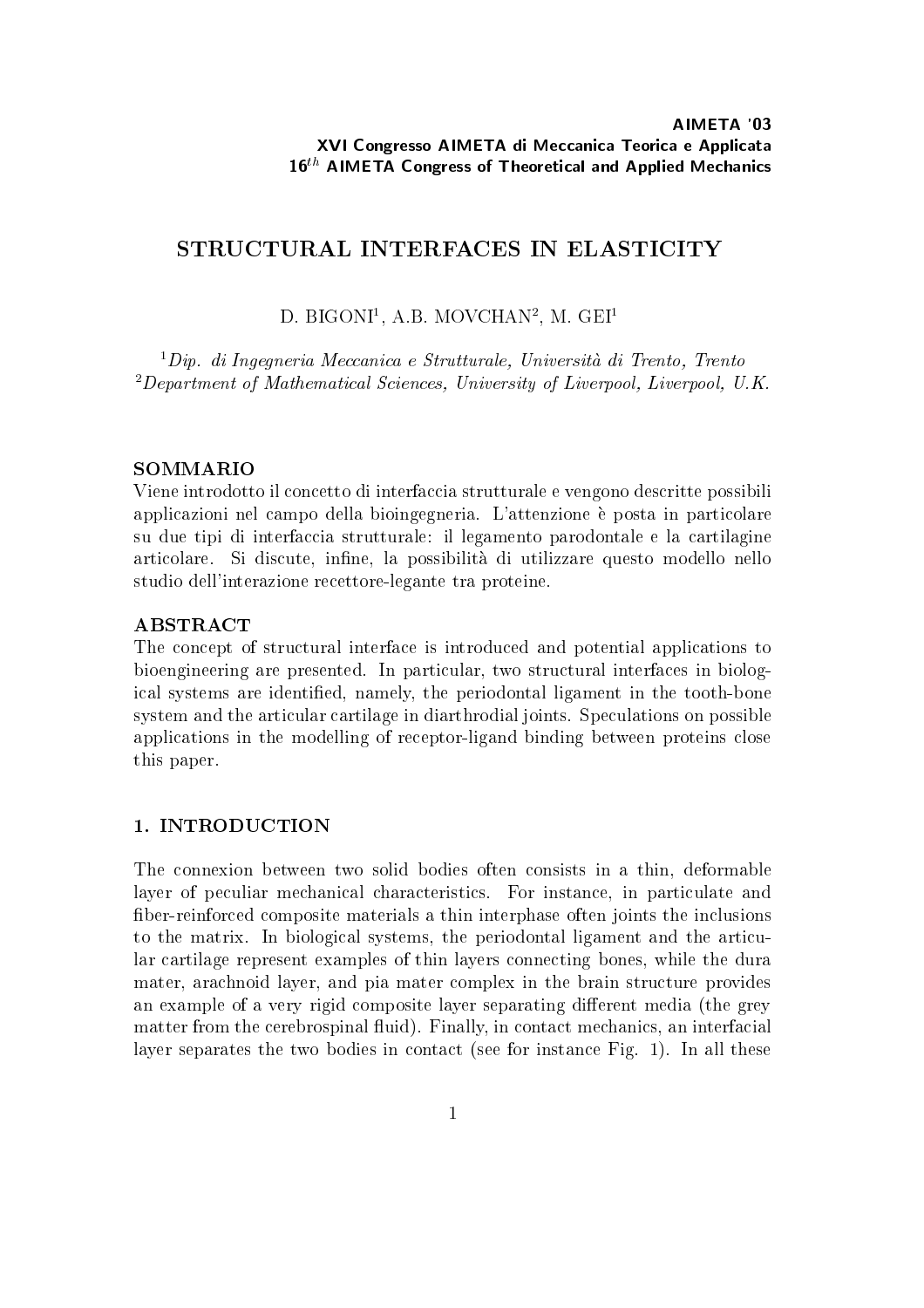**AIMETA '03**
**XVI Congresso AIMETA di Meccanica Teorica e Applicata**
**16$^{th}$ AIMETA Congress of Theoretical and Applied Mechanics**

# STRUCTURAL INTERFACES IN ELASTICITY

D. BIGONI[1], A.B. MOVCHAN[2], M. GEI[1]

[1] *Dip. di Ingegneria Meccanica e Strutturale, Università di Trento, Trento*
[2] *Department of Mathematical Sciences, University of Liverpool, Liverpool, U.K.*

## SOMMARIO

Viene introdotto il concetto di interfaccia strutturale e vengono descritte possibili applicazioni nel campo della bioingegneria. L'attenzione è posta in particolare su due tipi di interfaccia strutturale: il legamento parodontale e la cartilagine articolare. Si discute, infine, la possibilità di utilizzare questo modello nello studio dell'interazione recettore-legante tra proteine.

## ABSTRACT

The concept of structural interface is introduced and potential applications to bioengineering are presented. In particular, two structural interfaces in biological systems are identified, namely, the periodontal ligament in the tooth-bone system and the articular cartilage in diarthrodial joints. Speculations on possible applications in the modelling of receptor-ligand binding between proteins close this paper.

## 1. INTRODUCTION

The connexion between two solid bodies often consists in a thin, deformable layer of peculiar mechanical characteristics. For instance, in particulate and fiber-reinforced composite materials a thin interphase often joints the inclusions to the matrix. In biological systems, the periodontal ligament and the articular cartilage represent examples of thin layers connecting bones, while the dura mater, arachnoid layer, and pia mater complex in the brain structure provides an example of a very rigid composite layer separating different media (the grey matter from the cerebrospinal fluid). Finally, in contact mechanics, an interfacial layer separates the two bodies in contact (see for instance Fig. 1). In all these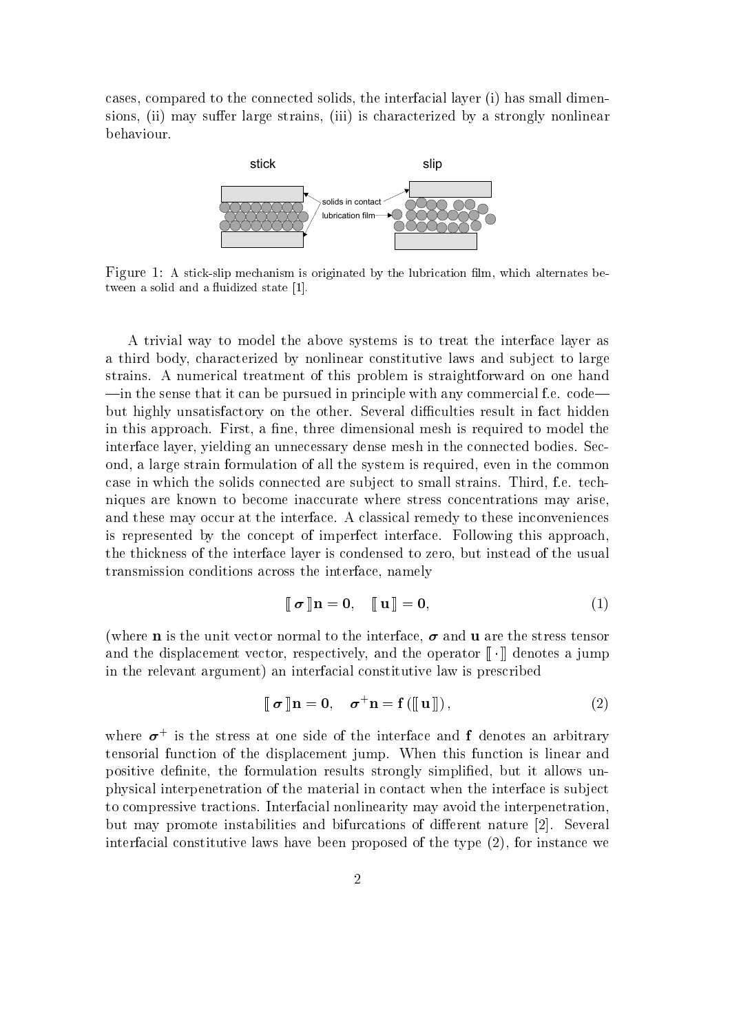cases, compared to the connected solids, the interfacial layer (i) has small dimensions, (ii) may suffer large strains, (iii) is characterized by a strongly nonlinear behaviour.

Figure 1: A stick-slip mechanism is originated by the lubrication film, which alternates between a solid and a fluidized state [1].

A trivial way to model the above systems is to treat the interface layer as a third body, characterized by nonlinear constitutive laws and subject to large strains. A numerical treatment of this problem is straightforward on one hand —in the sense that it can be pursued in principle with any commercial f.e. code— but highly unsatisfactory on the other. Several difficulties result in fact hidden in this approach. First, a fine, three dimensional mesh is required to model the interface layer, yielding an unnecessary dense mesh in the connected bodies. Second, a large strain formulation of all the system is required, even in the common case in which the solids connected are subject to small strains. Third, f.e. techniques are known to become inaccurate where stress concentrations may arise, and these may occur at the interface. A classical remedy to these inconveniences is represented by the concept of imperfect interface. Following this approach, the thickness of the interface layer is condensed to zero, but instead of the usual transmission conditions across the interface, namely

$$[\![\boldsymbol{\sigma}]\!]\mathbf{n} = \mathbf{0}, \quad [\![\mathbf{u}]\!] = \mathbf{0}, \tag{1}$$

(where $\mathbf{n}$ is the unit vector normal to the interface, $\boldsymbol{\sigma}$ and $\mathbf{u}$ are the stress tensor and the displacement vector, respectively, and the operator $[\![\cdot]\!]$ denotes a jump in the relevant argument) an interfacial constitutive law is prescribed

$$[\![\boldsymbol{\sigma}]\!]\mathbf{n} = \mathbf{0}, \quad \boldsymbol{\sigma}^{+}\mathbf{n} = \mathbf{f}\left([\![\mathbf{u}]\!]\right), \tag{2}$$

where $\boldsymbol{\sigma}^{+}$ is the stress at one side of the interface and $\mathbf{f}$ denotes an arbitrary tensorial function of the displacement jump. When this function is linear and positive definite, the formulation results strongly simplified, but it allows unphysical interpenetration of the material in contact when the interface is subject to compressive tractions. Interfacial nonlinearity may avoid the interpenetration, but may promote instabilities and bifurcations of different nature [2]. Several interfacial constitutive laws have been proposed of the type (2), for instance we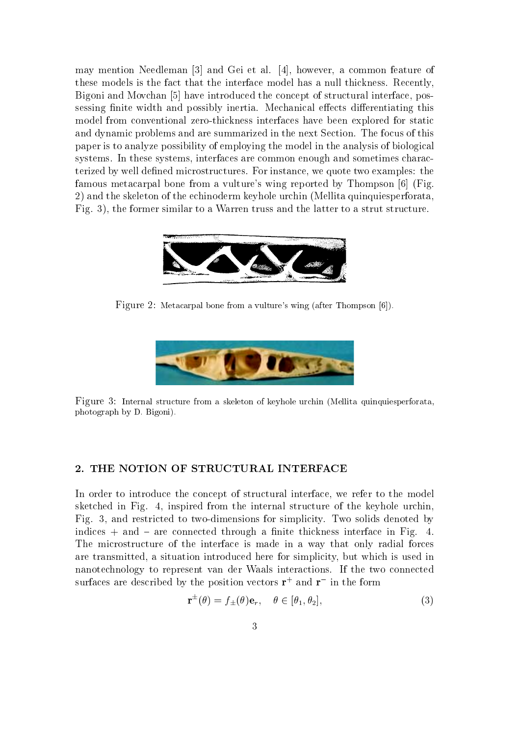may mention Needleman [3] and Gei et al. [4], however, a common feature of these models is the fact that the interface model has a null thickness. Recently, Bigoni and Movchan [5] have introduced the concept of structural interface, possessing finite width and possibly inertia. Mechanical effects differentiating this model from conventional zero-thickness interfaces have been explored for static and dynamic problems and are summarized in the next Section. The focus of this paper is to analyze possibility of employing the model in the analysis of biological systems. In these systems, interfaces are common enough and sometimes characterized by well defined microstructures. For instance, we quote two examples: the famous metacarpal bone from a vulture's wing reported by Thompson [6] (Fig. 2) and the skeleton of the echinoderm keyhole urchin (Mellita quinquiesperforata, Fig. 3), the former similar to a Warren truss and the latter to a strut structure.

Figure 2: Metacarpal bone from a vulture's wing (after Thompson [6]).

Figure 3: Internal structure from a skeleton of keyhole urchin (Mellita quinquiesperforata, photograph by D. Bigoni).

## 2. THE NOTION OF STRUCTURAL INTERFACE

In order to introduce the concept of structural interface, we refer to the model sketched in Fig. 4, inspired from the internal structure of the keyhole urchin, Fig. 3, and restricted to two-dimensions for simplicity. Two solids denoted by indices + and − are connected through a finite thickness interface in Fig. 4. The microstructure of the interface is made in a way that only radial forces are transmitted, a situation introduced here for simplicity, but which is used in nanotechnology to represent van der Waals interactions. If the two connected surfaces are described by the position vectors $\mathbf{r}^+$ and $\mathbf{r}^-$ in the form

$$\mathbf{r}^{\pm}(\theta) = f_{\pm}(\theta)\mathbf{e}_r, \quad \theta \in [\theta_1, \theta_2], \tag{3}$$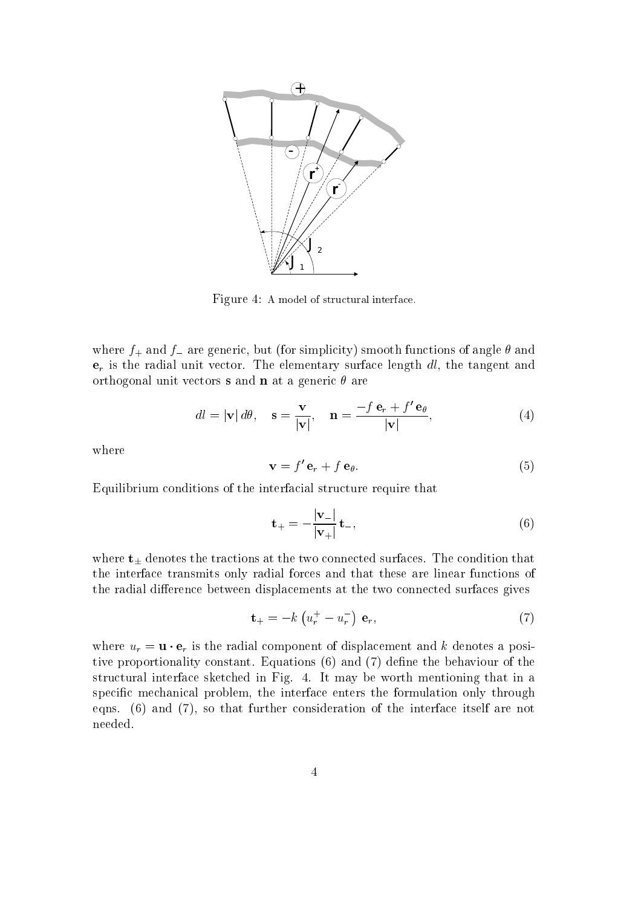Figure 4: A model of structural interface.

where $f_+$ and $f_-$ are generic, but (for simplicity) smooth functions of angle $\theta$ and $\mathbf{e}_r$ is the radial unit vector. The elementary surface length $dl$, the tangent and orthogonal unit vectors $\mathbf{s}$ and $\mathbf{n}$ at a generic $\theta$ are

$$dl = |\mathbf{v}|\, d\theta, \quad \mathbf{s} = \frac{\mathbf{v}}{|\mathbf{v}|}, \quad \mathbf{n} = \frac{-f\, \mathbf{e}_r + f'\, \mathbf{e}_\theta}{|\mathbf{v}|}, \tag{4}$$

where

$$\mathbf{v} = f'\, \mathbf{e}_r + f\, \mathbf{e}_\theta. \tag{5}$$

Equilibrium conditions of the interfacial structure require that

$$\mathbf{t}_+ = -\frac{|\mathbf{v}_-|}{|\mathbf{v}_+|}\, \mathbf{t}_-, \tag{6}$$

where $\mathbf{t}_\pm$ denotes the tractions at the two connected surfaces. The condition that the interface transmits only radial forces and that these are linear functions of the radial difference between displacements at the two connected surfaces gives

$$\mathbf{t}_+ = -k \left( u_r^+ - u_r^- \right)\, \mathbf{e}_r, \tag{7}$$

where $u_r = \mathbf{u} \cdot \mathbf{e}_r$ is the radial component of displacement and $k$ denotes a positive proportionality constant. Equations (6) and (7) define the behaviour of the structural interface sketched in Fig. 4. It may be worth mentioning that in a specific mechanical problem, the interface enters the formulation only through eqns. (6) and (7), so that further consideration of the interface itself are not needed.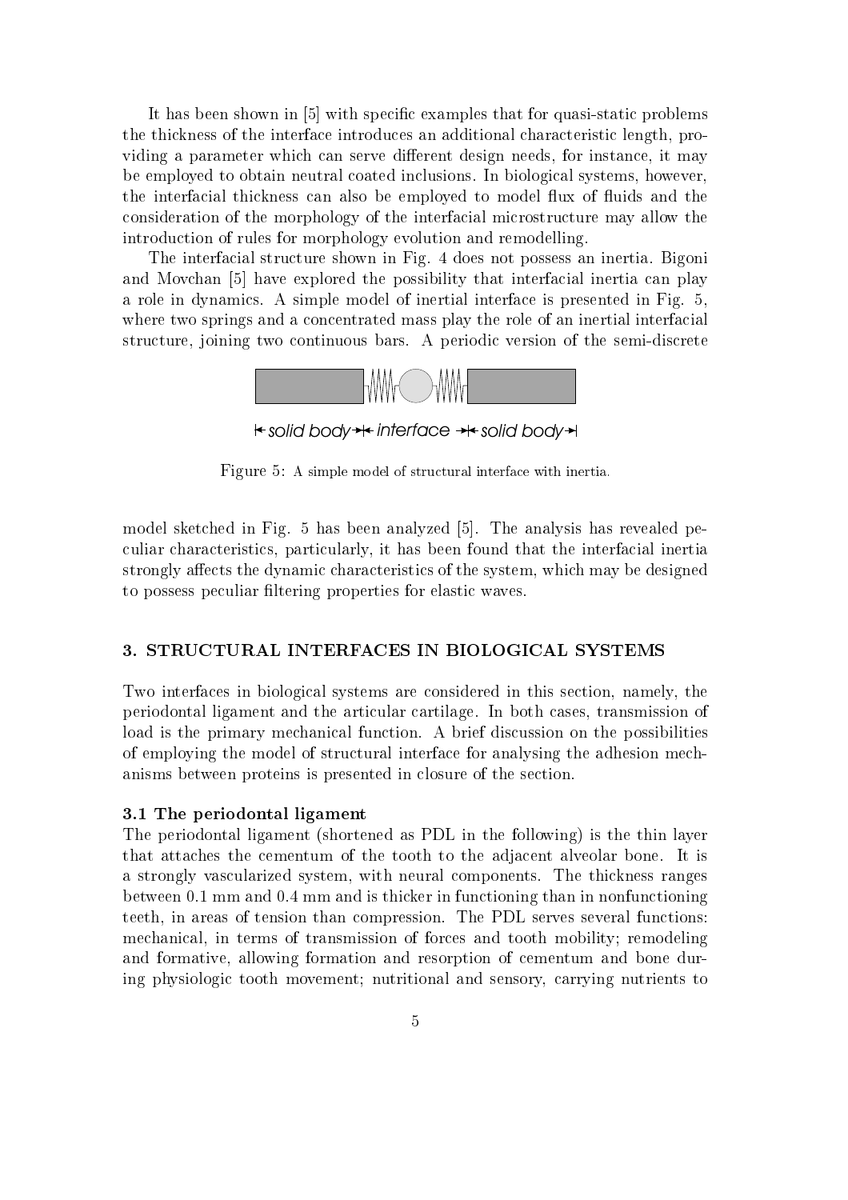It has been shown in [5] with specific examples that for quasi-static problems the thickness of the interface introduces an additional characteristic length, providing a parameter which can serve different design needs, for instance, it may be employed to obtain neutral coated inclusions. In biological systems, however, the interfacial thickness can also be employed to model flux of fluids and the consideration of the morphology of the interfacial microstructure may allow the introduction of rules for morphology evolution and remodelling.

The interfacial structure shown in Fig. 4 does not possess an inertia. Bigoni and Movchan [5] have explored the possibility that interfacial inertia can play a role in dynamics. A simple model of inertial interface is presented in Fig. 5, where two springs and a concentrated mass play the role of an inertial interfacial structure, joining two continuous bars. A periodic version of the semi-discrete

solid body — interface — solid body

Figure 5: A simple model of structural interface with inertia.

model sketched in Fig. 5 has been analyzed [5]. The analysis has revealed peculiar characteristics, particularly, it has been found that the interfacial inertia strongly affects the dynamic characteristics of the system, which may be designed to possess peculiar filtering properties for elastic waves.

## 3. STRUCTURAL INTERFACES IN BIOLOGICAL SYSTEMS

Two interfaces in biological systems are considered in this section, namely, the periodontal ligament and the articular cartilage. In both cases, transmission of load is the primary mechanical function. A brief discussion on the possibilities of employing the model of structural interface for analysing the adhesion mechanisms between proteins is presented in closure of the section.

### 3.1 The periodontal ligament

The periodontal ligament (shortened as PDL in the following) is the thin layer that attaches the cementum of the tooth to the adjacent alveolar bone. It is a strongly vascularized system, with neural components. The thickness ranges between 0.1 mm and 0.4 mm and is thicker in functioning than in nonfunctioning teeth, in areas of tension than compression. The PDL serves several functions: mechanical, in terms of transmission of forces and tooth mobility; remodeling and formative, allowing formation and resorption of cementum and bone during physiologic tooth movement; nutritional and sensory, carrying nutrients to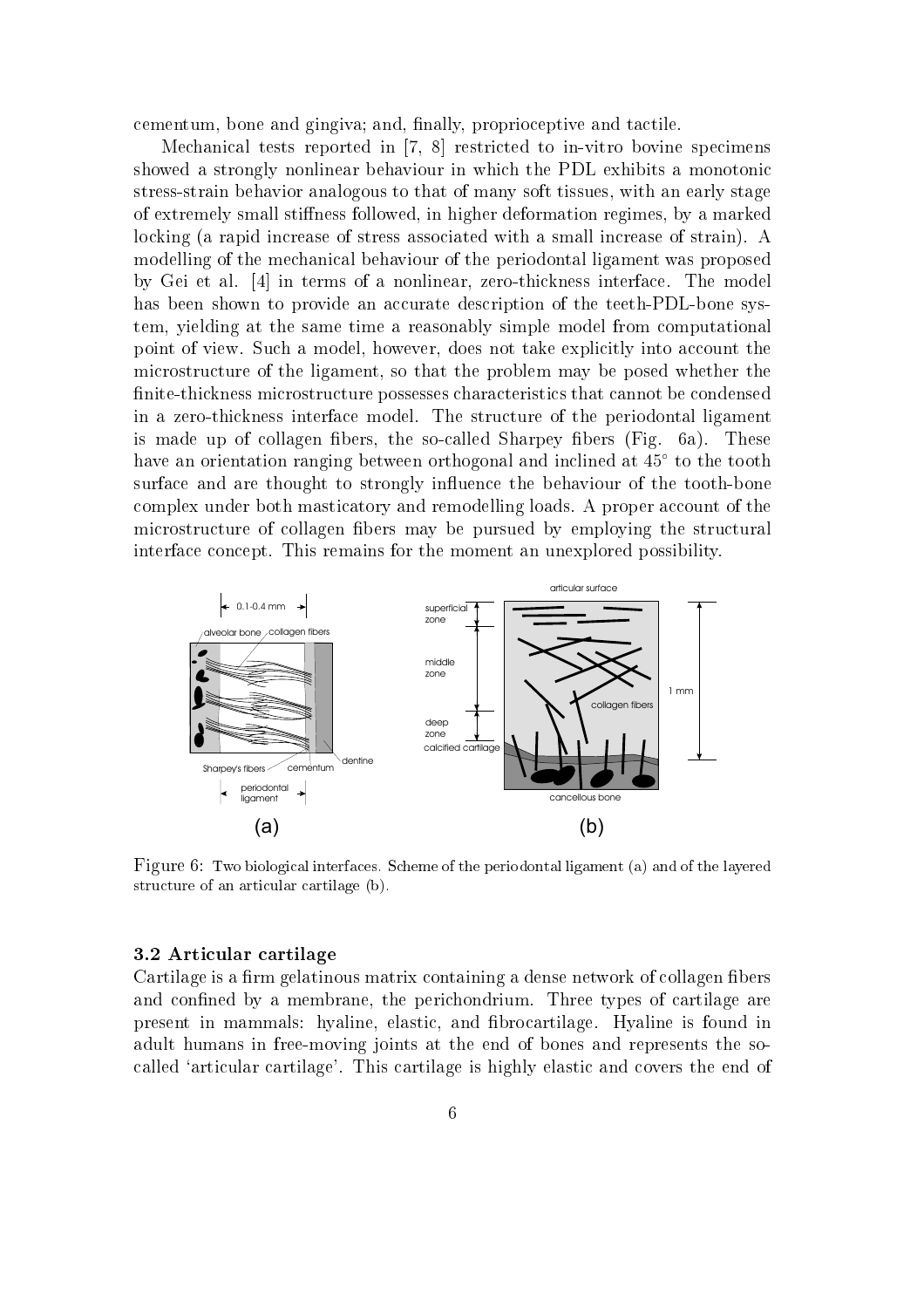cementum, bone and gingiva; and, finally, proprioceptive and tactile.

Mechanical tests reported in [7, 8] restricted to in-vitro bovine specimens showed a strongly nonlinear behaviour in which the PDL exhibits a monotonic stress-strain behavior analogous to that of many soft tissues, with an early stage of extremely small stiffness followed, in higher deformation regimes, by a marked locking (a rapid increase of stress associated with a small increase of strain). A modelling of the mechanical behaviour of the periodontal ligament was proposed by Gei et al. [4] in terms of a nonlinear, zero-thickness interface. The model has been shown to provide an accurate description of the teeth-PDL-bone system, yielding at the same time a reasonably simple model from computational point of view. Such a model, however, does not take explicitly into account the microstructure of the ligament, so that the problem may be posed whether the finite-thickness microstructure possesses characteristics that cannot be condensed in a zero-thickness interface model. The structure of the periodontal ligament is made up of collagen fibers, the so-called Sharpey fibers (Fig. 6a). These have an orientation ranging between orthogonal and inclined at 45° to the tooth surface and are thought to strongly influence the behaviour of the tooth-bone complex under both masticatory and remodelling loads. A proper account of the microstructure of collagen fibers may be pursued by employing the structural interface concept. This remains for the moment an unexplored possibility.

Figure 6: Two biological interfaces. Scheme of the periodontal ligament (a) and of the layered structure of an articular cartilage (b).

### 3.2 Articular cartilage

Cartilage is a firm gelatinous matrix containing a dense network of collagen fibers and confined by a membrane, the perichondrium. Three types of cartilage are present in mammals: hyaline, elastic, and fibrocartilage. Hyaline is found in adult humans in free-moving joints at the end of bones and represents the so-called 'articular cartilage'. This cartilage is highly elastic and covers the end of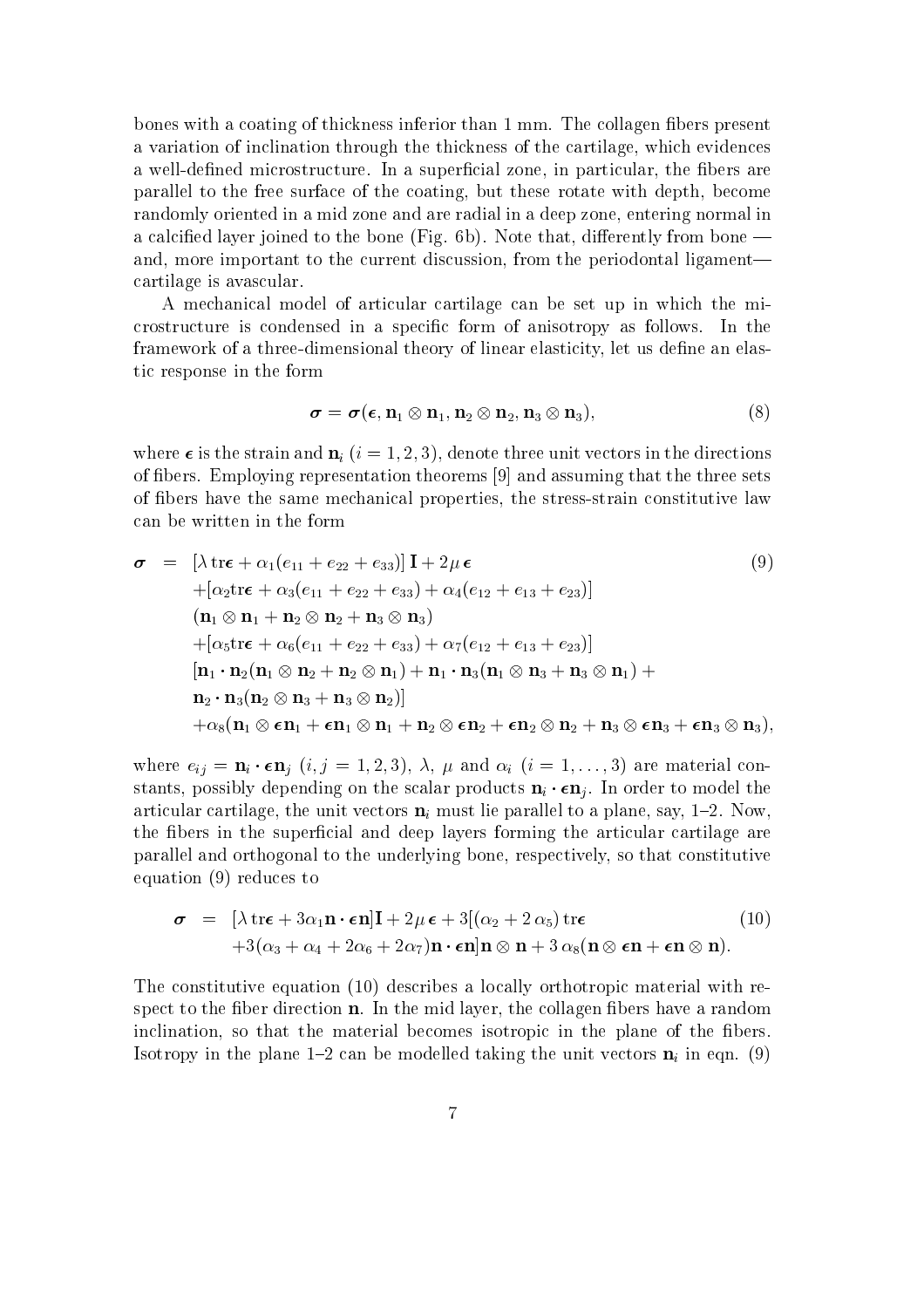bones with a coating of thickness inferior than 1 mm. The collagen fibers present a variation of inclination through the thickness of the cartilage, which evidences a well-defined microstructure. In a superficial zone, in particular, the fibers are parallel to the free surface of the coating, but these rotate with depth, become randomly oriented in a mid zone and are radial in a deep zone, entering normal in a calcified layer joined to the bone (Fig. 6b). Note that, differently from bone — and, more important to the current discussion, from the periodontal ligament— cartilage is avascular.

A mechanical model of articular cartilage can be set up in which the microstructure is condensed in a specific form of anisotropy as follows. In the framework of a three-dimensional theory of linear elasticity, let us define an elastic response in the form

$$\boldsymbol{\sigma} = \boldsymbol{\sigma}(\boldsymbol{\epsilon}, \mathbf{n}_1 \otimes \mathbf{n}_1, \mathbf{n}_2 \otimes \mathbf{n}_2, \mathbf{n}_3 \otimes \mathbf{n}_3), \tag{8}$$

where $\boldsymbol{\epsilon}$ is the strain and $\mathbf{n}_i$ $(i = 1, 2, 3)$, denote three unit vectors in the directions of fibers. Employing representation theorems [9] and assuming that the three sets of fibers have the same mechanical properties, the stress-strain constitutive law can be written in the form

$$\begin{aligned}
\boldsymbol{\sigma} \;=\; & [\lambda \,\mathrm{tr}\boldsymbol{\epsilon} + \alpha_1(e_{11} + e_{22} + e_{33})]\,\mathbf{I} + 2\mu\,\boldsymbol{\epsilon} \\
& + [\alpha_2 \mathrm{tr}\boldsymbol{\epsilon} + \alpha_3(e_{11} + e_{22} + e_{33}) + \alpha_4(e_{12} + e_{13} + e_{23})] \\
& (\mathbf{n}_1 \otimes \mathbf{n}_1 + \mathbf{n}_2 \otimes \mathbf{n}_2 + \mathbf{n}_3 \otimes \mathbf{n}_3) \\
& + [\alpha_5 \mathrm{tr}\boldsymbol{\epsilon} + \alpha_6(e_{11} + e_{22} + e_{33}) + \alpha_7(e_{12} + e_{13} + e_{23})] \\
& [\mathbf{n}_1 \cdot \mathbf{n}_2(\mathbf{n}_1 \otimes \mathbf{n}_2 + \mathbf{n}_2 \otimes \mathbf{n}_1) + \mathbf{n}_1 \cdot \mathbf{n}_3(\mathbf{n}_1 \otimes \mathbf{n}_3 + \mathbf{n}_3 \otimes \mathbf{n}_1) + \\
& \mathbf{n}_2 \cdot \mathbf{n}_3(\mathbf{n}_2 \otimes \mathbf{n}_3 + \mathbf{n}_3 \otimes \mathbf{n}_2)] \\
& + \alpha_8(\mathbf{n}_1 \otimes \boldsymbol{\epsilon}\mathbf{n}_1 + \boldsymbol{\epsilon}\mathbf{n}_1 \otimes \mathbf{n}_1 + \mathbf{n}_2 \otimes \boldsymbol{\epsilon}\mathbf{n}_2 + \boldsymbol{\epsilon}\mathbf{n}_2 \otimes \mathbf{n}_2 + \mathbf{n}_3 \otimes \boldsymbol{\epsilon}\mathbf{n}_3 + \boldsymbol{\epsilon}\mathbf{n}_3 \otimes \mathbf{n}_3),
\end{aligned} \tag{9}$$

where $e_{ij} = \mathbf{n}_i \cdot \boldsymbol{\epsilon}\mathbf{n}_j$ $(i, j = 1, 2, 3)$, $\lambda$, $\mu$ and $\alpha_i$ $(i = 1, \ldots, 3)$ are material constants, possibly depending on the scalar products $\mathbf{n}_i \cdot \boldsymbol{\epsilon}\mathbf{n}_j$. In order to model the articular cartilage, the unit vectors $\mathbf{n}_i$ must lie parallel to a plane, say, 1–2. Now, the fibers in the superficial and deep layers forming the articular cartilage are parallel and orthogonal to the underlying bone, respectively, so that constitutive equation (9) reduces to

$$\begin{aligned}
\boldsymbol{\sigma} \;=\; & [\lambda \,\mathrm{tr}\boldsymbol{\epsilon} + 3\alpha_1 \mathbf{n} \cdot \boldsymbol{\epsilon}\mathbf{n}]\mathbf{I} + 2\mu\,\boldsymbol{\epsilon} + 3[(\alpha_2 + 2\,\alpha_5)\,\mathrm{tr}\boldsymbol{\epsilon} \\
& + 3(\alpha_3 + \alpha_4 + 2\alpha_6 + 2\alpha_7)\mathbf{n} \cdot \boldsymbol{\epsilon}\mathbf{n}]\mathbf{n} \otimes \mathbf{n} + 3\,\alpha_8(\mathbf{n} \otimes \boldsymbol{\epsilon}\mathbf{n} + \boldsymbol{\epsilon}\mathbf{n} \otimes \mathbf{n}).
\end{aligned} \tag{10}$$

The constitutive equation (10) describes a locally orthotropic material with respect to the fiber direction $\mathbf{n}$. In the mid layer, the collagen fibers have a random inclination, so that the material becomes isotropic in the plane of the fibers. Isotropy in the plane 1–2 can be modelled taking the unit vectors $\mathbf{n}_i$ in eqn. (9)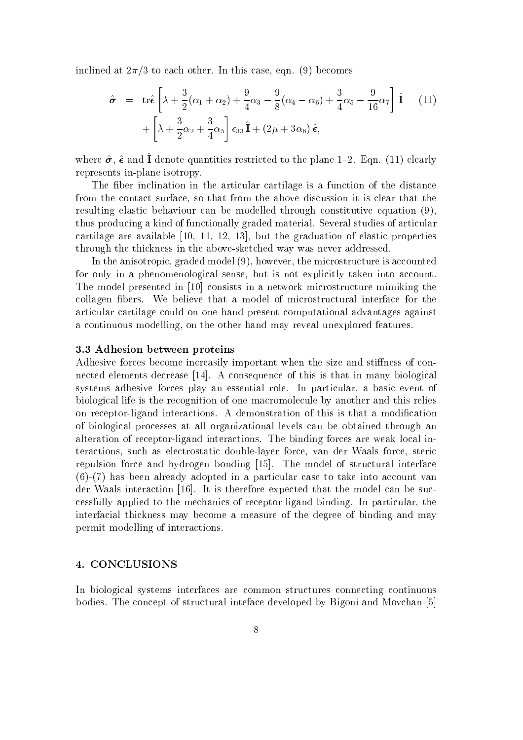inclined at $2\pi/3$ to each other. In this case, eqn. (9) becomes

$$
\begin{aligned}
\hat{\boldsymbol{\sigma}} &= \mathrm{tr}\hat{\boldsymbol{\epsilon}} \left[ \lambda + \frac{3}{2}(\alpha_1 + \alpha_2) + \frac{9}{4}\alpha_3 - \frac{9}{8}(\alpha_4 - \alpha_6) + \frac{3}{4}\alpha_5 - \frac{9}{16}\alpha_7 \right] \hat{\mathbf{I}} \\
&\quad + \left[ \lambda + \frac{3}{2}\alpha_2 + \frac{3}{4}\alpha_5 \right] \epsilon_{33}\, \hat{\mathbf{I}} + (2\mu + 3\alpha_8)\, \hat{\boldsymbol{\epsilon}},
\end{aligned}
\tag{11}
$$

where $\hat{\boldsymbol{\sigma}}$, $\hat{\boldsymbol{\epsilon}}$ and $\hat{\mathbf{I}}$ denote quantities restricted to the plane 1–2. Eqn. (11) clearly represents in-plane isotropy.

The fiber inclination in the articular cartilage is a function of the distance from the contact surface, so that from the above discussion it is clear that the resulting elastic behaviour can be modelled through constitutive equation (9), thus producing a kind of functionally graded material. Several studies of articular cartilage are available [10, 11, 12, 13], but the graduation of elastic properties through the thickness in the above-sketched way was never addressed.

In the anisotropic, graded model (9), however, the microstructure is accounted for only in a phenomenological sense, but is not explicitly taken into account. The model presented in [10] consists in a network microstructure mimiking the collagen fibers. We believe that a model of microstructural interface for the articular cartilage could on one hand present computational advantages against a continuous modelling, on the other hand may reveal unexplored features.

### 3.3 Adhesion between proteins

Adhesive forces become increasily important when the size and stiffness of connected elements decrease [14]. A consequence of this is that in many biological systems adhesive forces play an essential role. In particular, a basic event of biological life is the recognition of one macromolecule by another and this relies on receptor-ligand interactions. A demonstration of this is that a modification of biological processes at all organizational levels can be obtained through an alteration of receptor-ligand interactions. The binding forces are weak local interactions, such as electrostatic double-layer force, van der Waals force, steric repulsion force and hydrogen bonding [15]. The model of structural interface (6)-(7) has been already adopted in a particular case to take into account van der Waals interaction [16]. It is therefore expected that the model can be successfully applied to the mechanics of receptor-ligand binding. In particular, the interfacial thickness may become a measure of the degree of binding and may permit modelling of interactions.

## 4. CONCLUSIONS

In biological systems interfaces are common structures connecting continuous bodies. The concept of structural inteface developed by Bigoni and Movchan [5]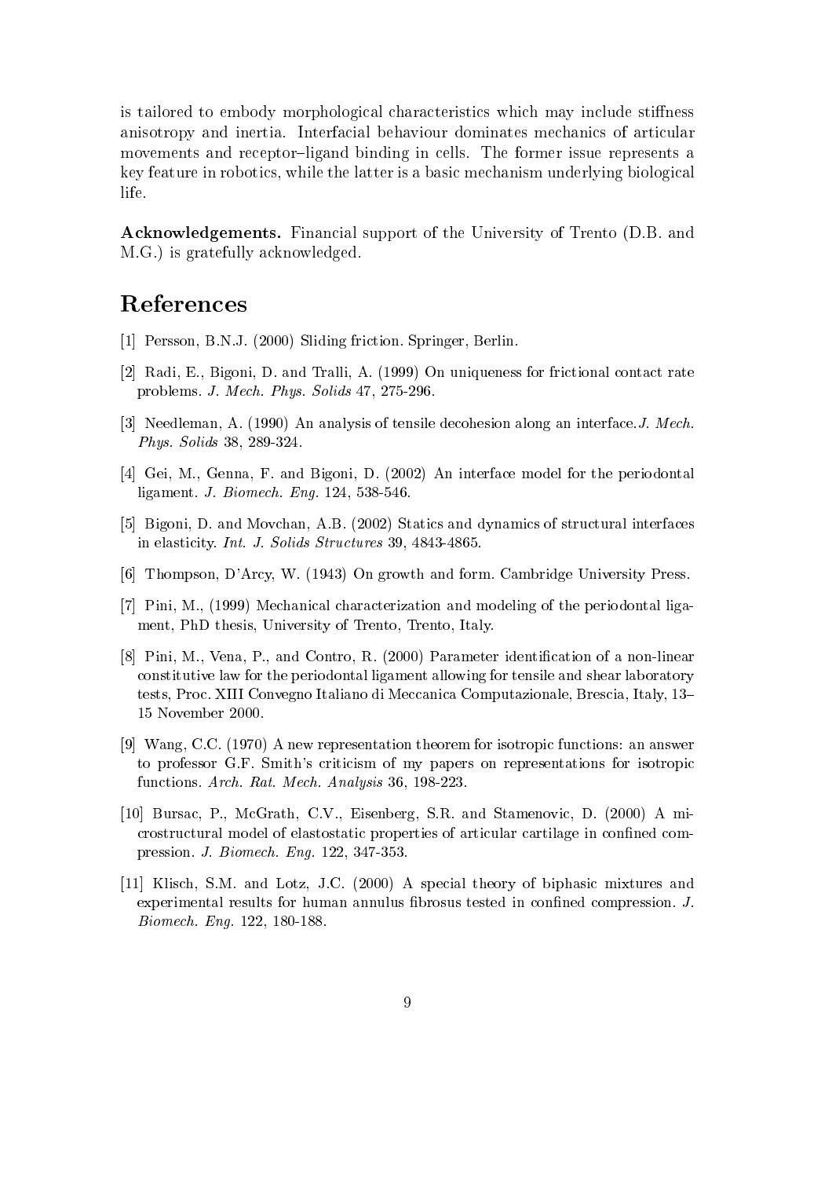is tailored to embody morphological characteristics which may include stiffness anisotropy and inertia. Interfacial behaviour dominates mechanics of articular movements and receptor–ligand binding in cells. The former issue represents a key feature in robotics, while the latter is a basic mechanism underlying biological life.

**Acknowledgements.** Financial support of the University of Trento (D.B. and M.G.) is gratefully acknowledged.

# References

[1] Persson, B.N.J. (2000) Sliding friction. Springer, Berlin.

[2] Radi, E., Bigoni, D. and Tralli, A. (1999) On uniqueness for frictional contact rate problems. *J. Mech. Phys. Solids* 47, 275-296.

[3] Needleman, A. (1990) An analysis of tensile decohesion along an interface. *J. Mech. Phys. Solids* 38, 289-324.

[4] Gei, M., Genna, F. and Bigoni, D. (2002) An interface model for the periodontal ligament. *J. Biomech. Eng.* 124, 538-546.

[5] Bigoni, D. and Movchan, A.B. (2002) Statics and dynamics of structural interfaces in elasticity. *Int. J. Solids Structures* 39, 4843-4865.

[6] Thompson, D'Arcy, W. (1943) On growth and form. Cambridge University Press.

[7] Pini, M., (1999) Mechanical characterization and modeling of the periodontal ligament, PhD thesis, University of Trento, Trento, Italy.

[8] Pini, M., Vena, P., and Contro, R. (2000) Parameter identification of a non-linear constitutive law for the periodontal ligament allowing for tensile and shear laboratory tests, Proc. XIII Convegno Italiano di Meccanica Computazionale, Brescia, Italy, 13–15 November 2000.

[9] Wang, C.C. (1970) A new representation theorem for isotropic functions: an answer to professor G.F. Smith's criticism of my papers on representations for isotropic functions. *Arch. Rat. Mech. Analysis* 36, 198-223.

[10] Bursac, P., McGrath, C.V., Eisenberg, S.R. and Stamenovic, D. (2000) A microstructural model of elastostatic properties of articular cartilage in confined compression. *J. Biomech. Eng.* 122, 347-353.

[11] Klisch, S.M. and Lotz, J.C. (2000) A special theory of biphasic mixtures and experimental results for human annulus fibrosus tested in confined compression. *J. Biomech. Eng.* 122, 180-188.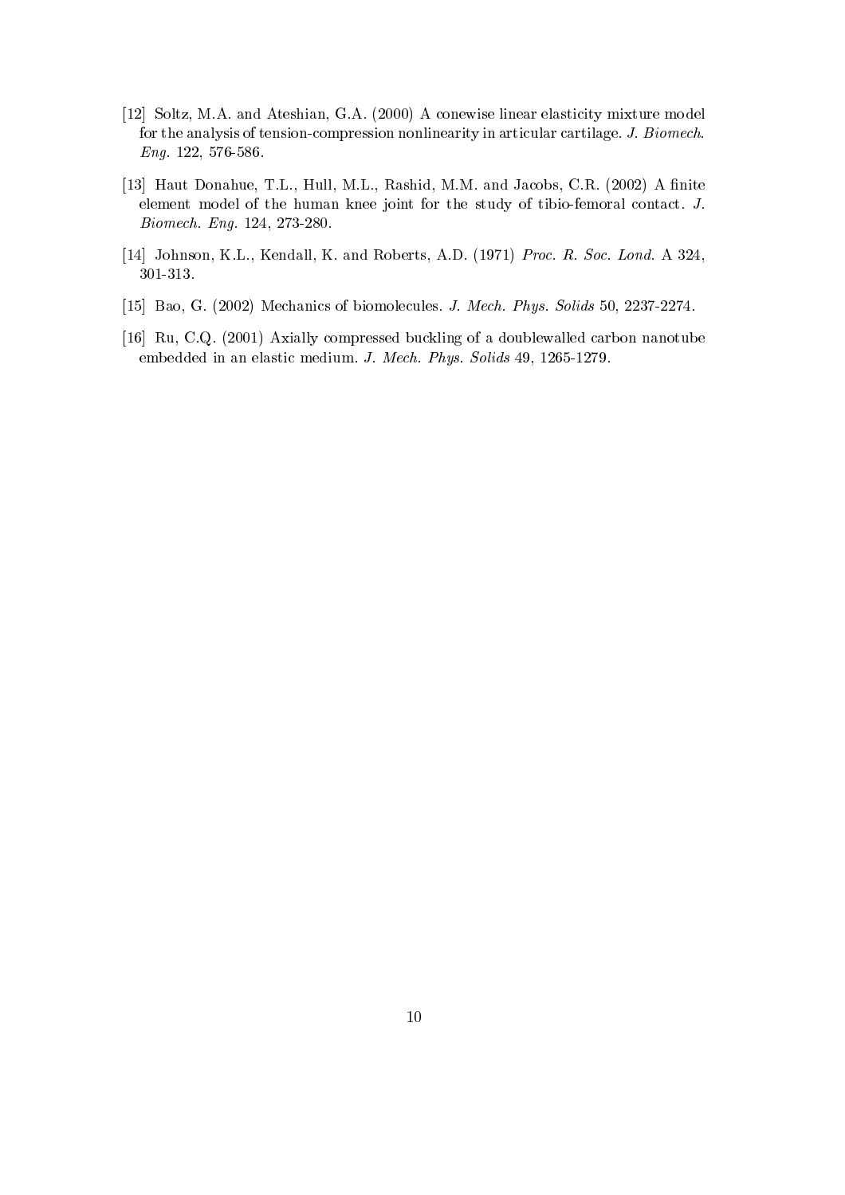[12] Soltz, M.A. and Ateshian, G.A. (2000) A conewise linear elasticity mixture model for the analysis of tension-compression nonlinearity in articular cartilage. *J. Biomech. Eng.* 122, 576-586.

[13] Haut Donahue, T.L., Hull, M.L., Rashid, M.M. and Jacobs, C.R. (2002) A finite element model of the human knee joint for the study of tibio-femoral contact. *J. Biomech. Eng.* 124, 273-280.

[14] Johnson, K.L., Kendall, K. and Roberts, A.D. (1971) *Proc. R. Soc. Lond.* A 324, 301-313.

[15] Bao, G. (2002) Mechanics of biomolecules. *J. Mech. Phys. Solids* 50, 2237-2274.

[16] Ru, C.Q. (2001) Axially compressed buckling of a doublewalled carbon nanotube embedded in an elastic medium. *J. Mech. Phys. Solids* 49, 1265-1279.